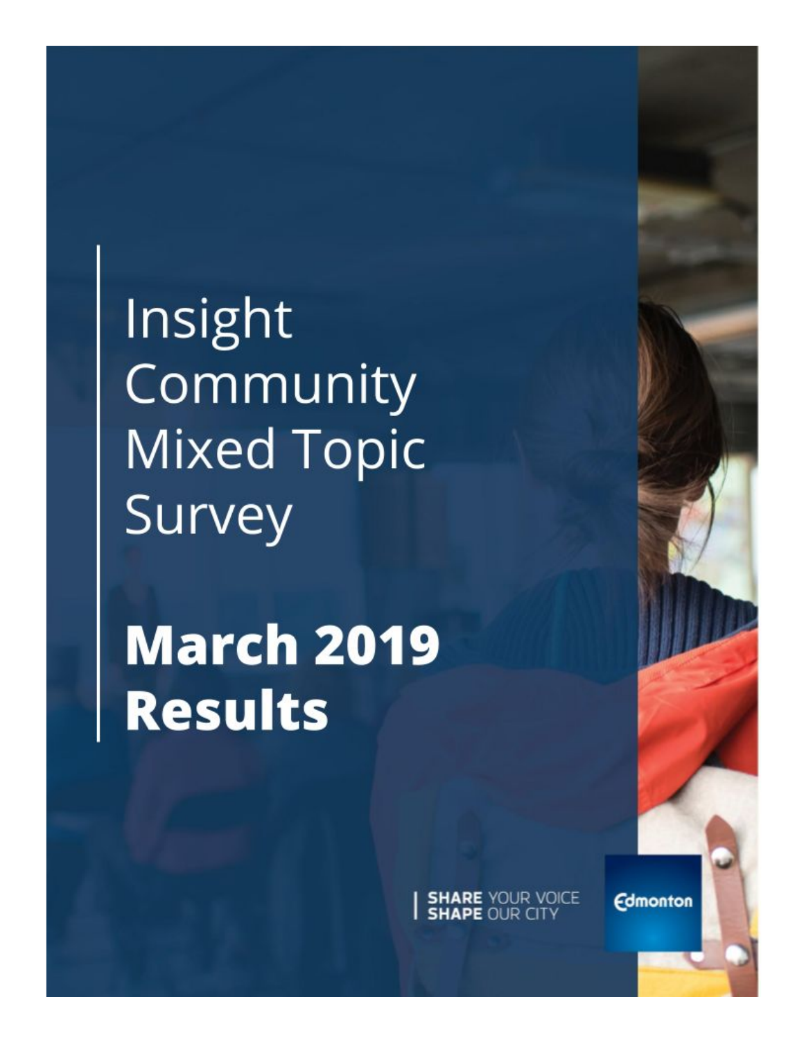# Insight Community Mixed Topic Survey

# **March 2019 Results**

**SHARE** YOUR VOICE
**SHAPE** OUR CITY

Edmonton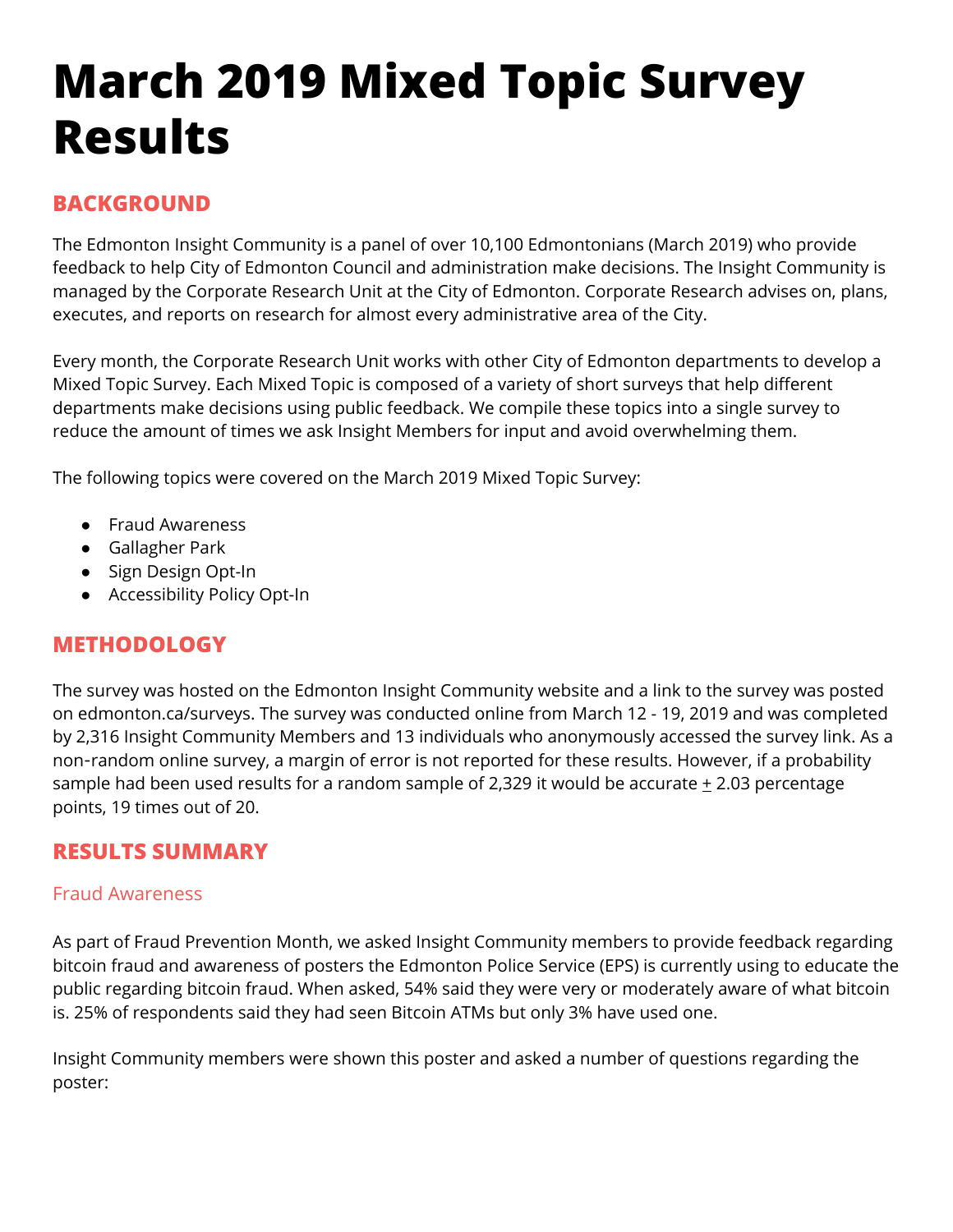# March 2019 Mixed Topic Survey Results

## BACKGROUND

The Edmonton Insight Community is a panel of over 10,100 Edmontonians (March 2019) who provide feedback to help City of Edmonton Council and administration make decisions. The Insight Community is managed by the Corporate Research Unit at the City of Edmonton. Corporate Research advises on, plans, executes, and reports on research for almost every administrative area of the City.

Every month, the Corporate Research Unit works with other City of Edmonton departments to develop a Mixed Topic Survey. Each Mixed Topic is composed of a variety of short surveys that help different departments make decisions using public feedback. We compile these topics into a single survey to reduce the amount of times we ask Insight Members for input and avoid overwhelming them.

The following topics were covered on the March 2019 Mixed Topic Survey:

- Fraud Awareness
- Gallagher Park
- Sign Design Opt-In
- Accessibility Policy Opt-In

## METHODOLOGY

The survey was hosted on the Edmonton Insight Community website and a link to the survey was posted on edmonton.ca/surveys. The survey was conducted online from March 12 - 19, 2019 and was completed by 2,316 Insight Community Members and 13 individuals who anonymously accessed the survey link. As a non-random online survey, a margin of error is not reported for these results. However, if a probability sample had been used results for a random sample of 2,329 it would be accurate ± 2.03 percentage points, 19 times out of 20.

## RESULTS SUMMARY

### Fraud Awareness

As part of Fraud Prevention Month, we asked Insight Community members to provide feedback regarding bitcoin fraud and awareness of posters the Edmonton Police Service (EPS) is currently using to educate the public regarding bitcoin fraud. When asked, 54% said they were very or moderately aware of what bitcoin is. 25% of respondents said they had seen Bitcoin ATMs but only 3% have used one.

Insight Community members were shown this poster and asked a number of questions regarding the poster: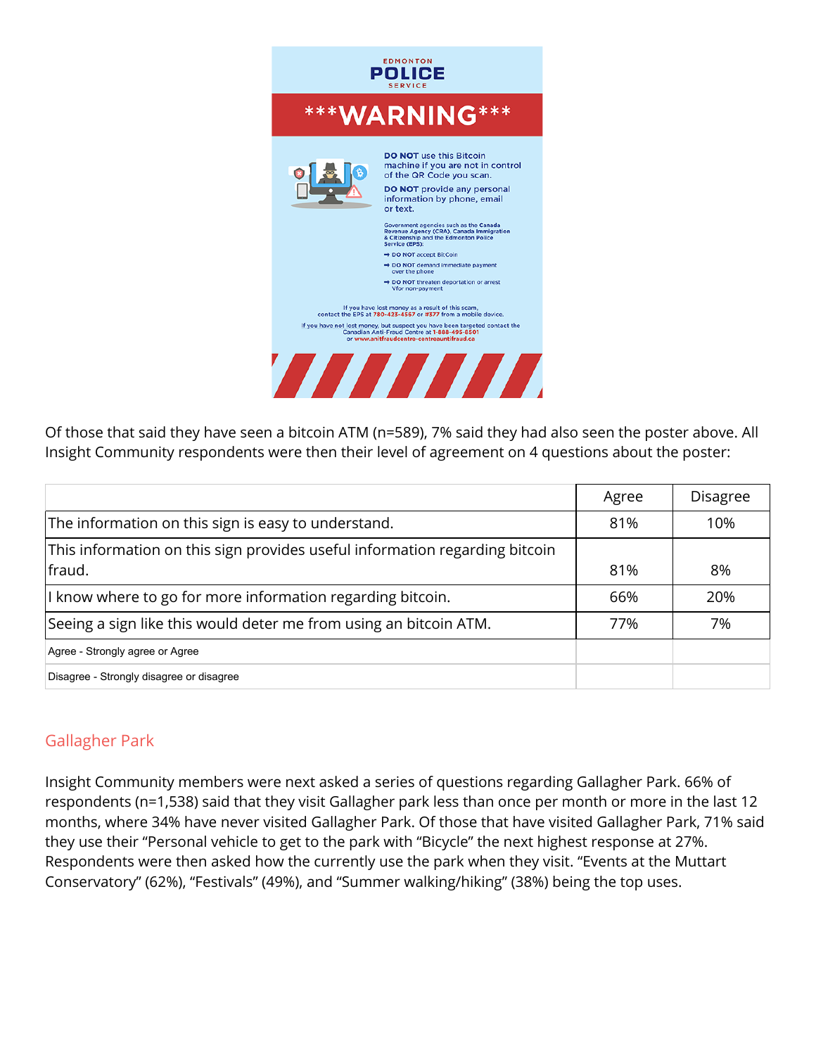EDMONTON **POLICE** SERVICE

**\*\*\*WARNING\*\*\***

**DO NOT** use this Bitcoin machine if you are not in control of the QR Code you scan.

**DO NOT** provide any personal information by phone, email or text.

Government agencies such as the Canada Revenue Agency (CRA), Canada Immigration & Citizenship and the Edmonton Police Service (EPS):

- DO NOT accept BitCoin
- DO NOT demand immediate payment over the phone
- DO NOT threaten deportation or arrest Vfor non-payment

If you have lost money as a result of this scam, contact the EPS at 780-423-4567 or #377 from a mobile device.

If you have not lost money, but suspect you have been targeted contact the Canadian Anti-Fraud Centre at 1-888-495-8501 or www.antifraudcentre-centreantifraud.ca

Of those that said they have seen a bitcoin ATM (n=589), 7% said they had also seen the poster above. All Insight Community respondents were then their level of agreement on 4 questions about the poster:

| | Agree | Disagree |
|---|---|---|
| The information on this sign is easy to understand. | 81% | 10% |
| This information on this sign provides useful information regarding bitcoin fraud. | 81% | 8% |
| I know where to go for more information regarding bitcoin. | 66% | 20% |
| Seeing a sign like this would deter me from using an bitcoin ATM. | 77% | 7% |
| Agree - Strongly agree or Agree | | |
| Disagree - Strongly disagree or disagree | | |

## Gallagher Park

Insight Community members were next asked a series of questions regarding Gallagher Park. 66% of respondents (n=1,538) said that they visit Gallagher park less than once per month or more in the last 12 months, where 34% have never visited Gallagher Park. Of those that have visited Gallagher Park, 71% said they use their "Personal vehicle to get to the park with "Bicycle" the next highest response at 27%. Respondents were then asked how the currently use the park when they visit. "Events at the Muttart Conservatory" (62%), "Festivals" (49%), and "Summer walking/hiking" (38%) being the top uses.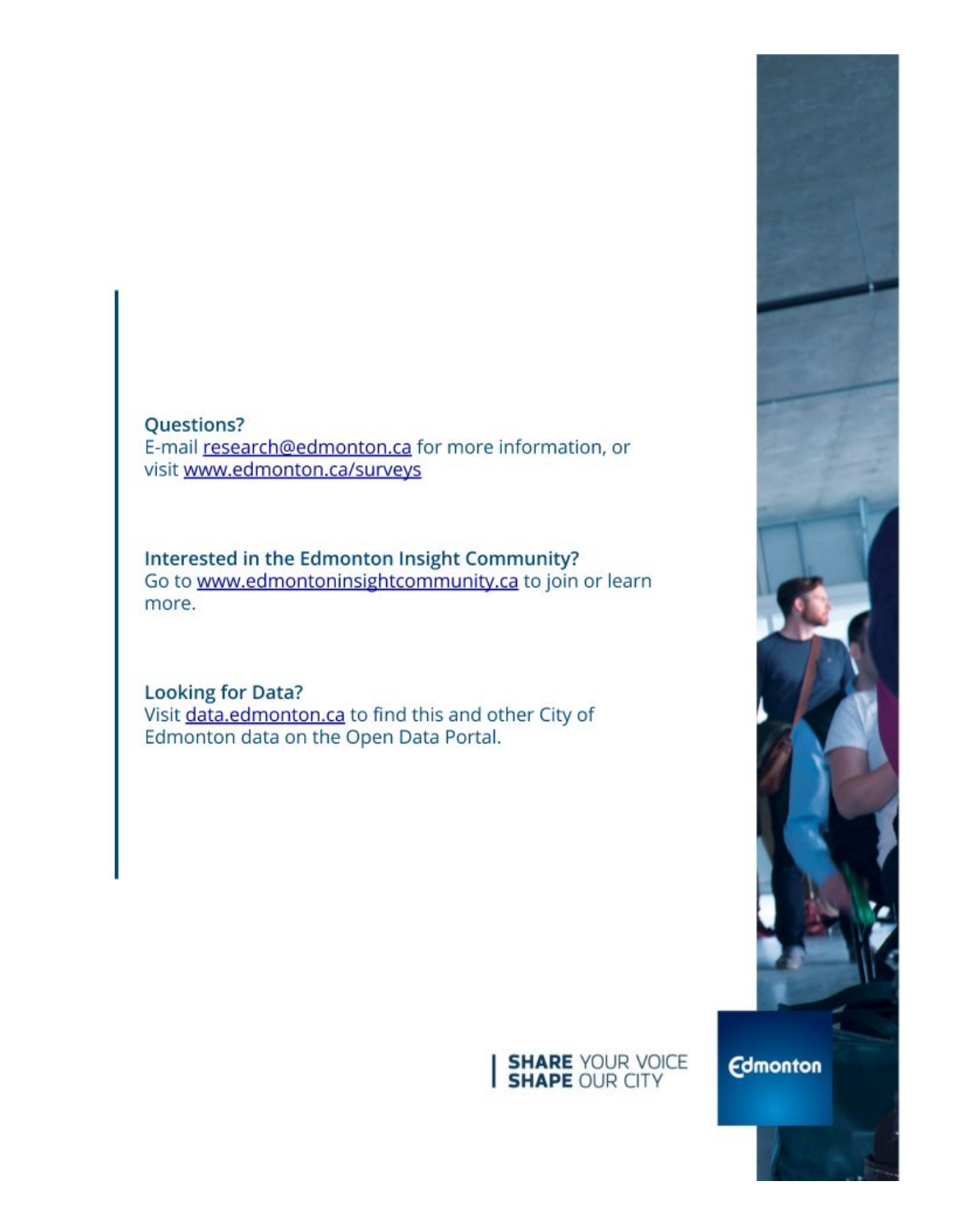**Questions?**
E-mail research@edmonton.ca for more information, or visit www.edmonton.ca/surveys

**Interested in the Edmonton Insight Community?**
Go to www.edmontoninsightcommunity.ca to join or learn more.

**Looking for Data?**
Visit data.edmonton.ca to find this and other City of Edmonton data on the Open Data Portal.

**SHARE** YOUR VOICE
**SHAPE** OUR CITY

Edmonton